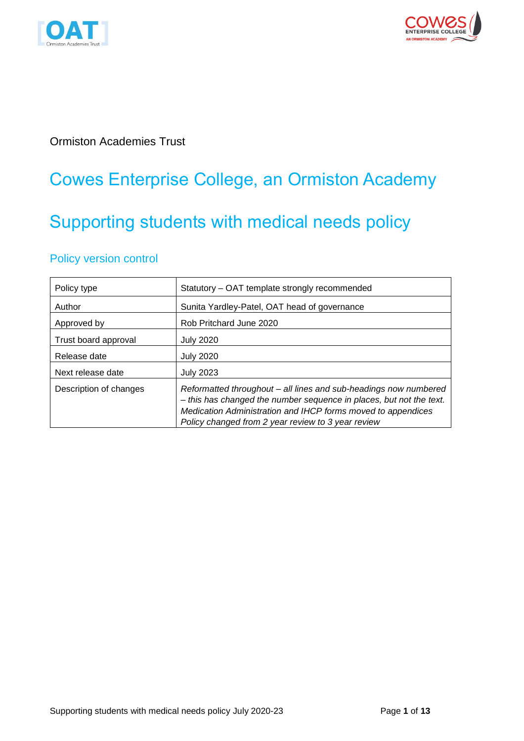Ormiston Academies Trust

# Cowes Enterprise College, an Ormiston Academy

# Supporting students with medical needs policy

## Policy version control

| Policy type | Statutory – OAT template strongly recommended |
|---|---|
| Author | Sunita Yardley-Patel, OAT head of governance |
| Approved by | Rob Pritchard June 2020 |
| Trust board approval | July 2020 |
| Release date | July 2020 |
| Next release date | July 2023 |
| Description of changes | *Reformatted throughout – all lines and sub-headings now numbered – this has changed the number sequence in places, but not the text. Medication Administration and IHCP forms moved to appendices Policy changed from 2 year review to 3 year review* |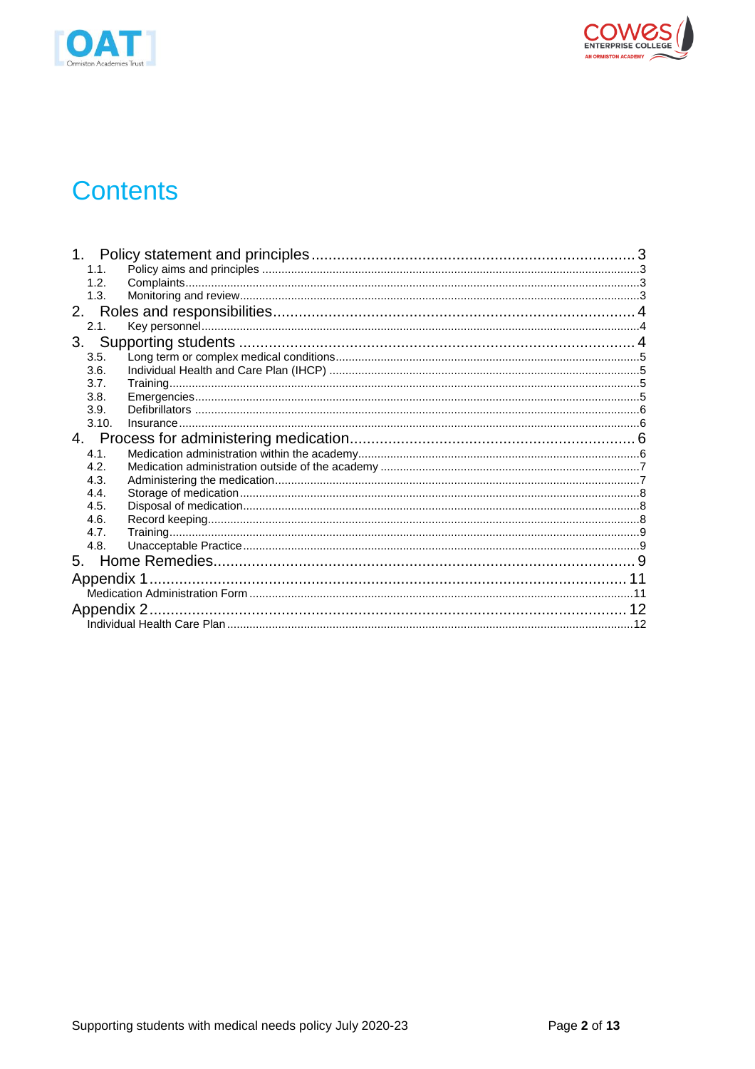# Contents

1. Policy statement and principles ........ 3
   - 1.1. Policy aims and principles ........ 3
   - 1.2. Complaints ........ 3
   - 1.3. Monitoring and review ........ 3
2. Roles and responsibilities ........ 4
   - 2.1. Key personnel ........ 4
3. Supporting students ........ 4
   - 3.5. Long term or complex medical conditions ........ 5
   - 3.6. Individual Health and Care Plan (IHCP) ........ 5
   - 3.7. Training ........ 5
   - 3.8. Emergencies ........ 5
   - 3.9. Defibrillators ........ 6
   - 3.10. Insurance ........ 6
4. Process for administering medication ........ 6
   - 4.1. Medication administration within the academy ........ 6
   - 4.2. Medication administration outside of the academy ........ 7
   - 4.3. Administering the medication ........ 7
   - 4.4. Storage of medication ........ 8
   - 4.5. Disposal of medication ........ 8
   - 4.6. Record keeping ........ 8
   - 4.7. Training ........ 9
   - 4.8. Unacceptable Practice ........ 9
5. Home Remedies ........ 9

Appendix 1 ........ 11
- Medication Administration Form ........ 11

Appendix 2 ........ 12
- Individual Health Care Plan ........ 12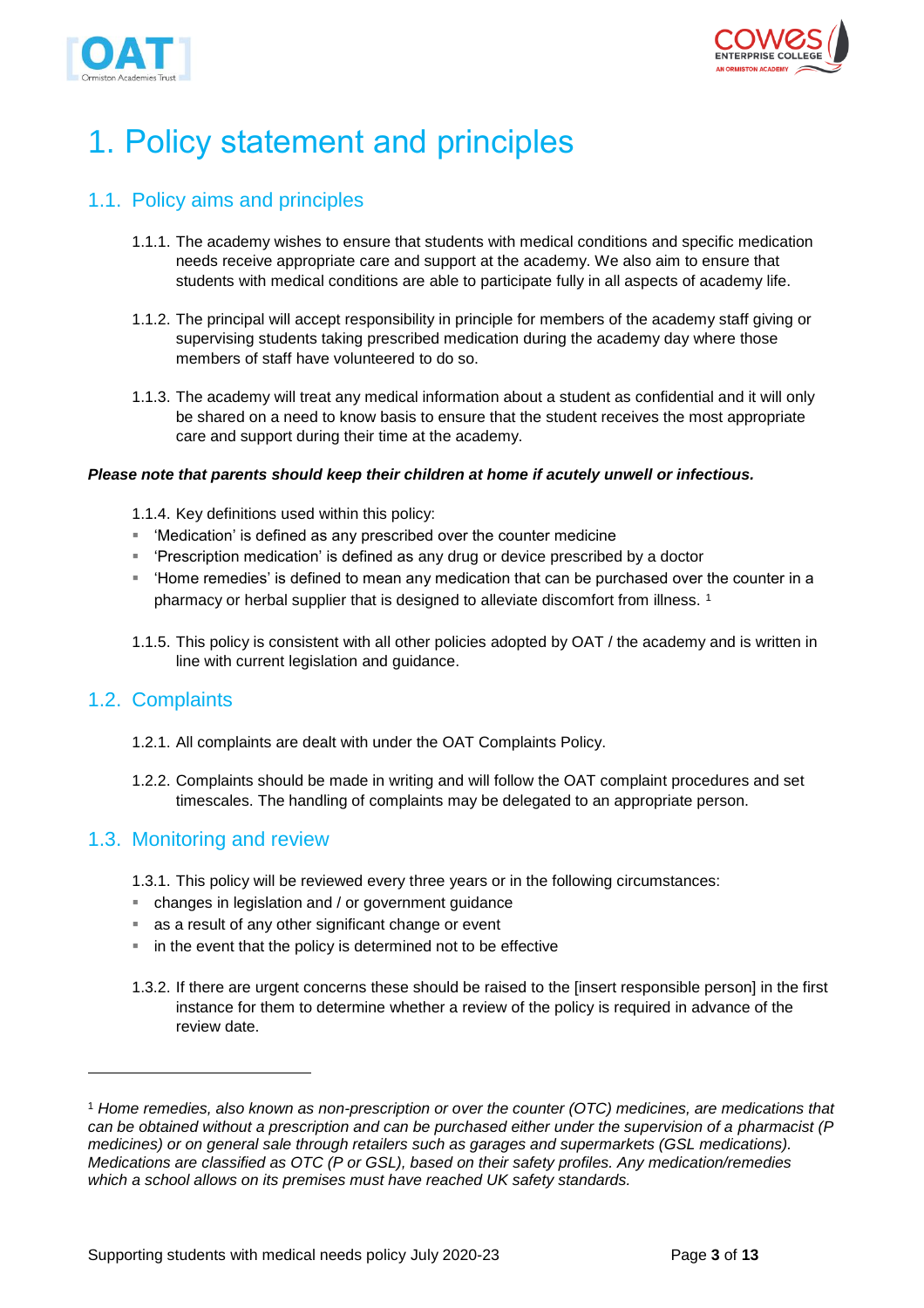# 1. Policy statement and principles

## 1.1. Policy aims and principles

1.1.1. The academy wishes to ensure that students with medical conditions and specific medication needs receive appropriate care and support at the academy. We also aim to ensure that students with medical conditions are able to participate fully in all aspects of academy life.

1.1.2. The principal will accept responsibility in principle for members of the academy staff giving or supervising students taking prescribed medication during the academy day where those members of staff have volunteered to do so.

1.1.3. The academy will treat any medical information about a student as confidential and it will only be shared on a need to know basis to ensure that the student receives the most appropriate care and support during their time at the academy.

***Please note that parents should keep their children at home if acutely unwell or infectious.***

1.1.4. Key definitions used within this policy:

- 'Medication' is defined as any prescribed over the counter medicine
- 'Prescription medication' is defined as any drug or device prescribed by a doctor
- 'Home remedies' is defined to mean any medication that can be purchased over the counter in a pharmacy or herbal supplier that is designed to alleviate discomfort from illness. [1]

1.1.5. This policy is consistent with all other policies adopted by OAT / the academy and is written in line with current legislation and guidance.

## 1.2. Complaints

1.2.1. All complaints are dealt with under the OAT Complaints Policy.

1.2.2. Complaints should be made in writing and will follow the OAT complaint procedures and set timescales. The handling of complaints may be delegated to an appropriate person.

## 1.3. Monitoring and review

1.3.1. This policy will be reviewed every three years or in the following circumstances:

- changes in legislation and / or government guidance
- as a result of any other significant change or event
- in the event that the policy is determined not to be effective

1.3.2. If there are urgent concerns these should be raised to the [insert responsible person] in the first instance for them to determine whether a review of the policy is required in advance of the review date.

---

[1] *Home remedies, also known as non-prescription or over the counter (OTC) medicines, are medications that can be obtained without a prescription and can be purchased either under the supervision of a pharmacist (P medicines) or on general sale through retailers such as garages and supermarkets (GSL medications). Medications are classified as OTC (P or GSL), based on their safety profiles. Any medication/remedies which a school allows on its premises must have reached UK safety standards.*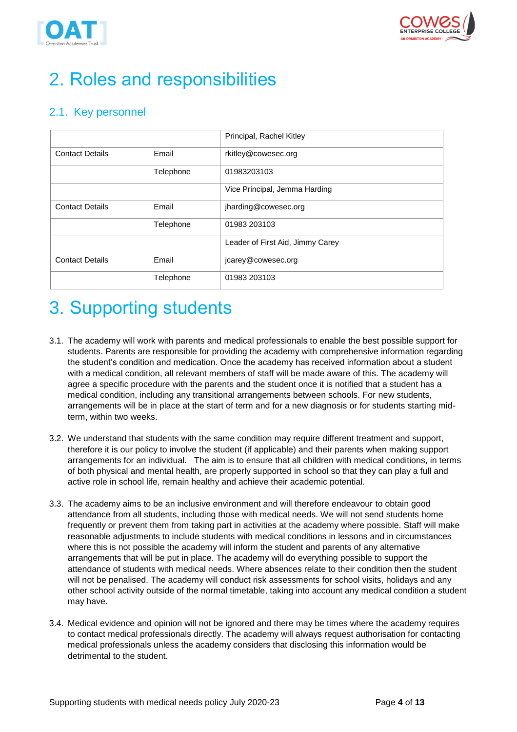# 2. Roles and responsibilities

## 2.1. Key personnel

| | | |
|---|---|---|
| | | Principal, Rachel Kitley |
| Contact Details | Email | rkitley@cowesec.org |
| | Telephone | 01983203103 |
| | | Vice Principal, Jemma Harding |
| Contact Details | Email | jharding@cowesec.org |
| | Telephone | 01983 203103 |
| | | Leader of First Aid, Jimmy Carey |
| Contact Details | Email | jcarey@cowesec.org |
| | Telephone | 01983 203103 |

# 3. Supporting students

3.1. The academy will work with parents and medical professionals to enable the best possible support for students. Parents are responsible for providing the academy with comprehensive information regarding the student's condition and medication. Once the academy has received information about a student with a medical condition, all relevant members of staff will be made aware of this. The academy will agree a specific procedure with the parents and the student once it is notified that a student has a medical condition, including any transitional arrangements between schools. For new students, arrangements will be in place at the start of term and for a new diagnosis or for students starting mid-term, within two weeks.

3.2. We understand that students with the same condition may require different treatment and support, therefore it is our policy to involve the student (if applicable) and their parents when making support arrangements for an individual. The aim is to ensure that all children with medical conditions, in terms of both physical and mental health, are properly supported in school so that they can play a full and active role in school life, remain healthy and achieve their academic potential.

3.3. The academy aims to be an inclusive environment and will therefore endeavour to obtain good attendance from all students, including those with medical needs. We will not send students home frequently or prevent them from taking part in activities at the academy where possible. Staff will make reasonable adjustments to include students with medical conditions in lessons and in circumstances where this is not possible the academy will inform the student and parents of any alternative arrangements that will be put in place. The academy will do everything possible to support the attendance of students with medical needs. Where absences relate to their condition then the student will not be penalised. The academy will conduct risk assessments for school visits, holidays and any other school activity outside of the normal timetable, taking into account any medical condition a student may have.

3.4. Medical evidence and opinion will not be ignored and there may be times where the academy requires to contact medical professionals directly. The academy will always request authorisation for contacting medical professionals unless the academy considers that disclosing this information would be detrimental to the student.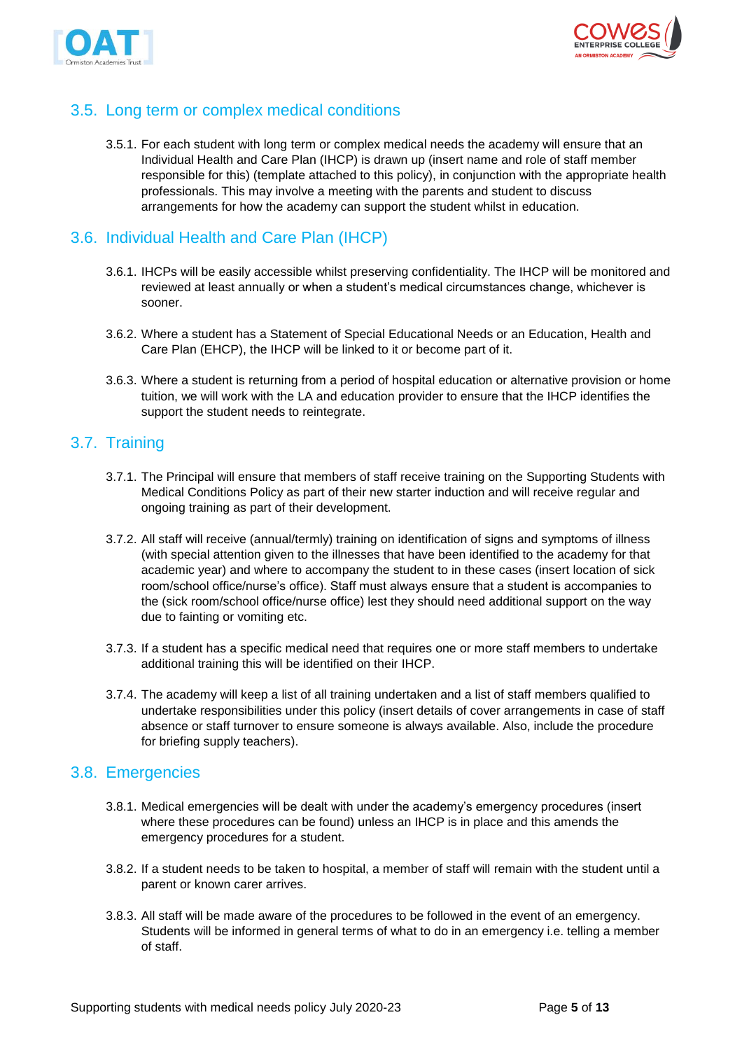## 3.5. Long term or complex medical conditions

3.5.1. For each student with long term or complex medical needs the academy will ensure that an Individual Health and Care Plan (IHCP) is drawn up (insert name and role of staff member responsible for this) (template attached to this policy), in conjunction with the appropriate health professionals. This may involve a meeting with the parents and student to discuss arrangements for how the academy can support the student whilst in education.

## 3.6. Individual Health and Care Plan (IHCP)

3.6.1. IHCPs will be easily accessible whilst preserving confidentiality. The IHCP will be monitored and reviewed at least annually or when a student's medical circumstances change, whichever is sooner.

3.6.2. Where a student has a Statement of Special Educational Needs or an Education, Health and Care Plan (EHCP), the IHCP will be linked to it or become part of it.

3.6.3. Where a student is returning from a period of hospital education or alternative provision or home tuition, we will work with the LA and education provider to ensure that the IHCP identifies the support the student needs to reintegrate.

## 3.7. Training

3.7.1. The Principal will ensure that members of staff receive training on the Supporting Students with Medical Conditions Policy as part of their new starter induction and will receive regular and ongoing training as part of their development.

3.7.2. All staff will receive (annual/termly) training on identification of signs and symptoms of illness (with special attention given to the illnesses that have been identified to the academy for that academic year) and where to accompany the student to in these cases (insert location of sick room/school office/nurse's office). Staff must always ensure that a student is accompanies to the (sick room/school office/nurse office) lest they should need additional support on the way due to fainting or vomiting etc.

3.7.3. If a student has a specific medical need that requires one or more staff members to undertake additional training this will be identified on their IHCP.

3.7.4. The academy will keep a list of all training undertaken and a list of staff members qualified to undertake responsibilities under this policy (insert details of cover arrangements in case of staff absence or staff turnover to ensure someone is always available. Also, include the procedure for briefing supply teachers).

## 3.8. Emergencies

3.8.1. Medical emergencies will be dealt with under the academy's emergency procedures (insert where these procedures can be found) unless an IHCP is in place and this amends the emergency procedures for a student.

3.8.2. If a student needs to be taken to hospital, a member of staff will remain with the student until a parent or known carer arrives.

3.8.3. All staff will be made aware of the procedures to be followed in the event of an emergency. Students will be informed in general terms of what to do in an emergency i.e. telling a member of staff.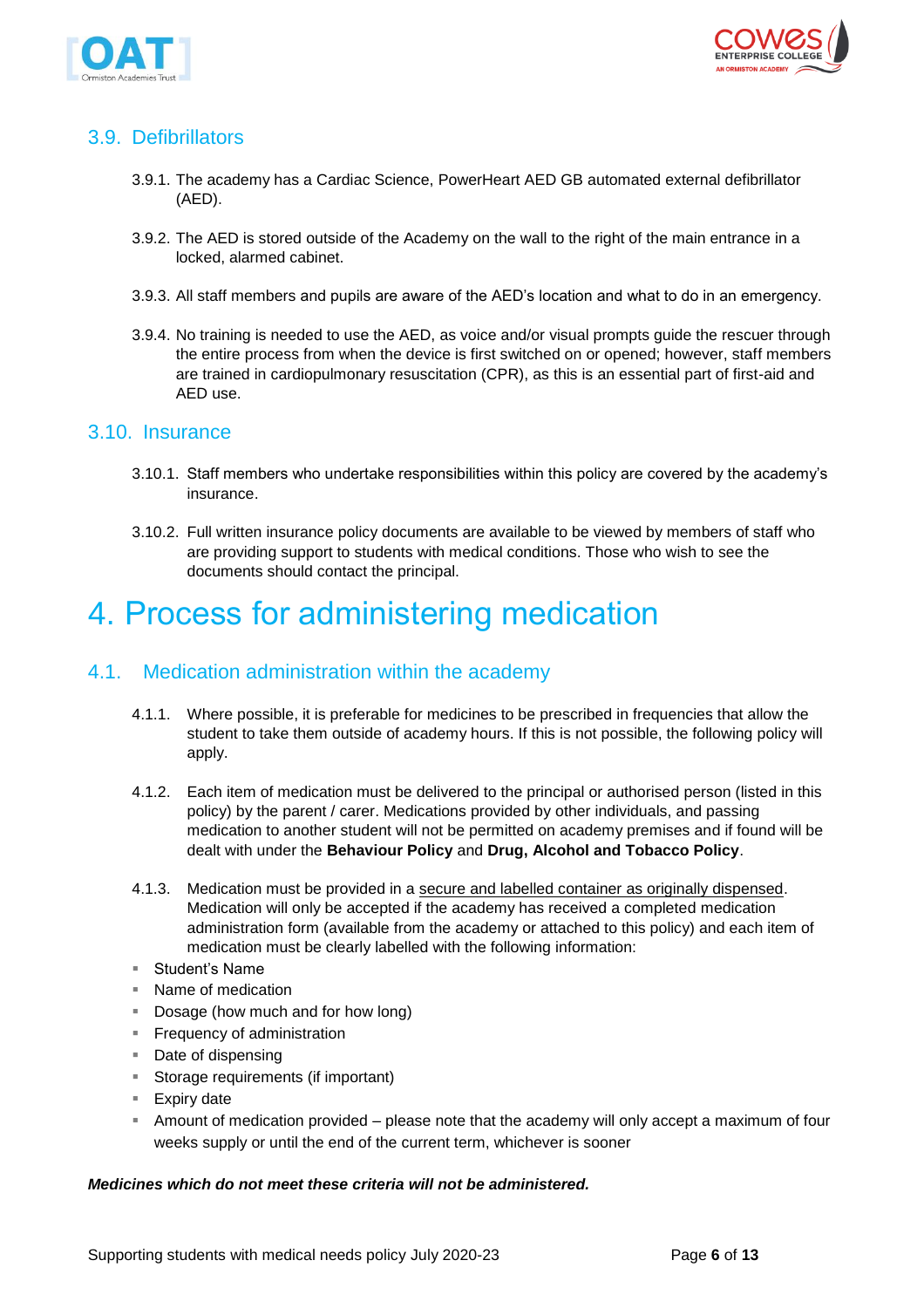## 3.9. Defibrillators

3.9.1. The academy has a Cardiac Science, PowerHeart AED GB automated external defibrillator (AED).

3.9.2. The AED is stored outside of the Academy on the wall to the right of the main entrance in a locked, alarmed cabinet.

3.9.3. All staff members and pupils are aware of the AED's location and what to do in an emergency.

3.9.4. No training is needed to use the AED, as voice and/or visual prompts guide the rescuer through the entire process from when the device is first switched on or opened; however, staff members are trained in cardiopulmonary resuscitation (CPR), as this is an essential part of first-aid and AED use.

## 3.10. Insurance

3.10.1. Staff members who undertake responsibilities within this policy are covered by the academy's insurance.

3.10.2. Full written insurance policy documents are available to be viewed by members of staff who are providing support to students with medical conditions. Those who wish to see the documents should contact the principal.

# 4. Process for administering medication

## 4.1. Medication administration within the academy

4.1.1. Where possible, it is preferable for medicines to be prescribed in frequencies that allow the student to take them outside of academy hours. If this is not possible, the following policy will apply.

4.1.2. Each item of medication must be delivered to the principal or authorised person (listed in this policy) by the parent / carer. Medications provided by other individuals, and passing medication to another student will not be permitted on academy premises and if found will be dealt with under the **Behaviour Policy** and **Drug, Alcohol and Tobacco Policy**.

4.1.3. Medication must be provided in a <u>secure and labelled container as originally dispensed</u>. Medication will only be accepted if the academy has received a completed medication administration form (available from the academy or attached to this policy) and each item of medication must be clearly labelled with the following information:

- Student's Name
- Name of medication
- Dosage (how much and for how long)
- Frequency of administration
- Date of dispensing
- Storage requirements (if important)
- Expiry date
- Amount of medication provided – please note that the academy will only accept a maximum of four weeks supply or until the end of the current term, whichever is sooner

***Medicines which do not meet these criteria will not be administered.***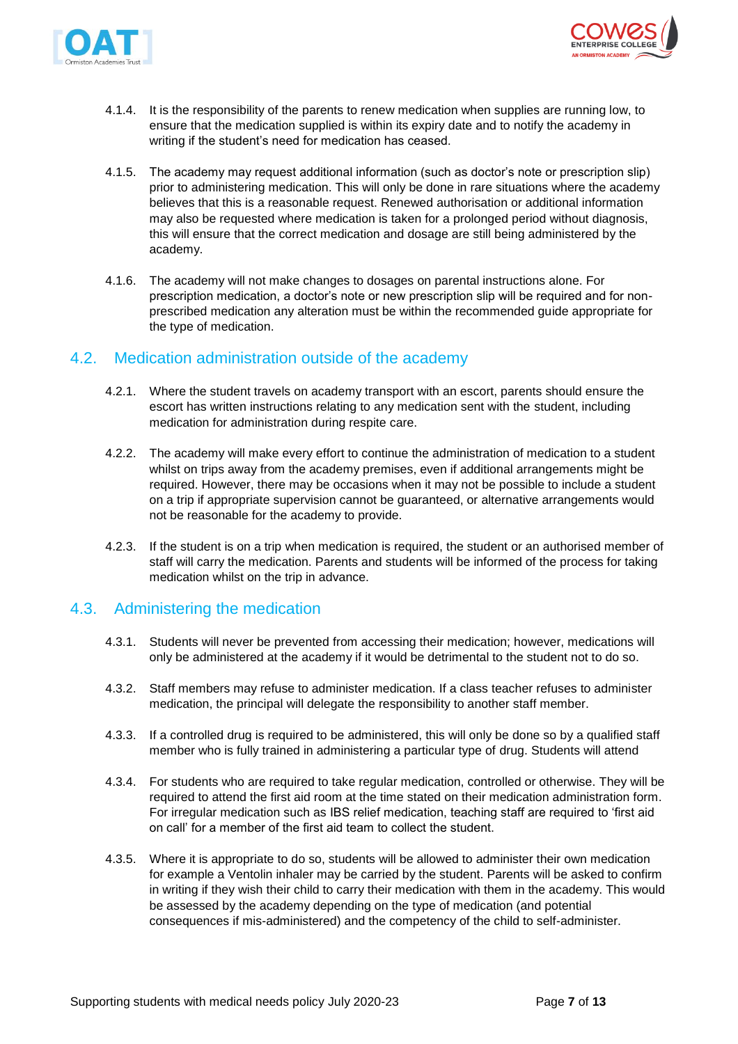4.1.4. It is the responsibility of the parents to renew medication when supplies are running low, to ensure that the medication supplied is within its expiry date and to notify the academy in writing if the student's need for medication has ceased.

4.1.5. The academy may request additional information (such as doctor's note or prescription slip) prior to administering medication. This will only be done in rare situations where the academy believes that this is a reasonable request. Renewed authorisation or additional information may also be requested where medication is taken for a prolonged period without diagnosis, this will ensure that the correct medication and dosage are still being administered by the academy.

4.1.6. The academy will not make changes to dosages on parental instructions alone. For prescription medication, a doctor's note or new prescription slip will be required and for non-prescribed medication any alteration must be within the recommended guide appropriate for the type of medication.

## 4.2. Medication administration outside of the academy

4.2.1. Where the student travels on academy transport with an escort, parents should ensure the escort has written instructions relating to any medication sent with the student, including medication for administration during respite care.

4.2.2. The academy will make every effort to continue the administration of medication to a student whilst on trips away from the academy premises, even if additional arrangements might be required. However, there may be occasions when it may not be possible to include a student on a trip if appropriate supervision cannot be guaranteed, or alternative arrangements would not be reasonable for the academy to provide.

4.2.3. If the student is on a trip when medication is required, the student or an authorised member of staff will carry the medication. Parents and students will be informed of the process for taking medication whilst on the trip in advance.

## 4.3. Administering the medication

4.3.1. Students will never be prevented from accessing their medication; however, medications will only be administered at the academy if it would be detrimental to the student not to do so.

4.3.2. Staff members may refuse to administer medication. If a class teacher refuses to administer medication, the principal will delegate the responsibility to another staff member.

4.3.3. If a controlled drug is required to be administered, this will only be done so by a qualified staff member who is fully trained in administering a particular type of drug. Students will attend

4.3.4. For students who are required to take regular medication, controlled or otherwise. They will be required to attend the first aid room at the time stated on their medication administration form. For irregular medication such as IBS relief medication, teaching staff are required to 'first aid on call' for a member of the first aid team to collect the student.

4.3.5. Where it is appropriate to do so, students will be allowed to administer their own medication for example a Ventolin inhaler may be carried by the student. Parents will be asked to confirm in writing if they wish their child to carry their medication with them in the academy. This would be assessed by the academy depending on the type of medication (and potential consequences if mis-administered) and the competency of the child to self-administer.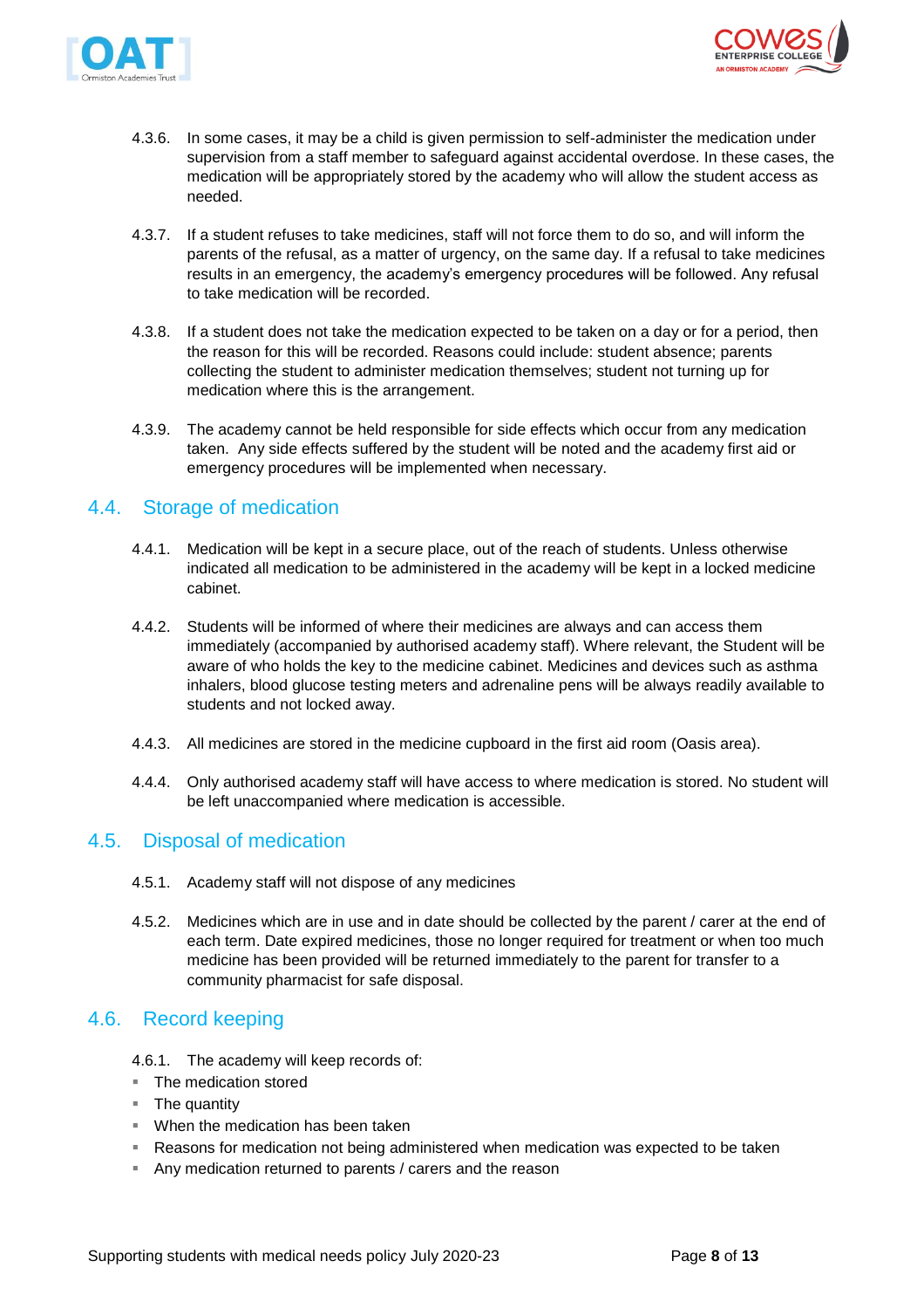4.3.6. In some cases, it may be a child is given permission to self-administer the medication under supervision from a staff member to safeguard against accidental overdose. In these cases, the medication will be appropriately stored by the academy who will allow the student access as needed.

4.3.7. If a student refuses to take medicines, staff will not force them to do so, and will inform the parents of the refusal, as a matter of urgency, on the same day. If a refusal to take medicines results in an emergency, the academy's emergency procedures will be followed. Any refusal to take medication will be recorded.

4.3.8. If a student does not take the medication expected to be taken on a day or for a period, then the reason for this will be recorded. Reasons could include: student absence; parents collecting the student to administer medication themselves; student not turning up for medication where this is the arrangement.

4.3.9. The academy cannot be held responsible for side effects which occur from any medication taken. Any side effects suffered by the student will be noted and the academy first aid or emergency procedures will be implemented when necessary.

## 4.4. Storage of medication

4.4.1. Medication will be kept in a secure place, out of the reach of students. Unless otherwise indicated all medication to be administered in the academy will be kept in a locked medicine cabinet.

4.4.2. Students will be informed of where their medicines are always and can access them immediately (accompanied by authorised academy staff). Where relevant, the Student will be aware of who holds the key to the medicine cabinet. Medicines and devices such as asthma inhalers, blood glucose testing meters and adrenaline pens will be always readily available to students and not locked away.

4.4.3. All medicines are stored in the medicine cupboard in the first aid room (Oasis area).

4.4.4. Only authorised academy staff will have access to where medication is stored. No student will be left unaccompanied where medication is accessible.

## 4.5. Disposal of medication

4.5.1. Academy staff will not dispose of any medicines

4.5.2. Medicines which are in use and in date should be collected by the parent / carer at the end of each term. Date expired medicines, those no longer required for treatment or when too much medicine has been provided will be returned immediately to the parent for transfer to a community pharmacist for safe disposal.

## 4.6. Record keeping

4.6.1. The academy will keep records of:

- The medication stored
- The quantity
- When the medication has been taken
- Reasons for medication not being administered when medication was expected to be taken
- Any medication returned to parents / carers and the reason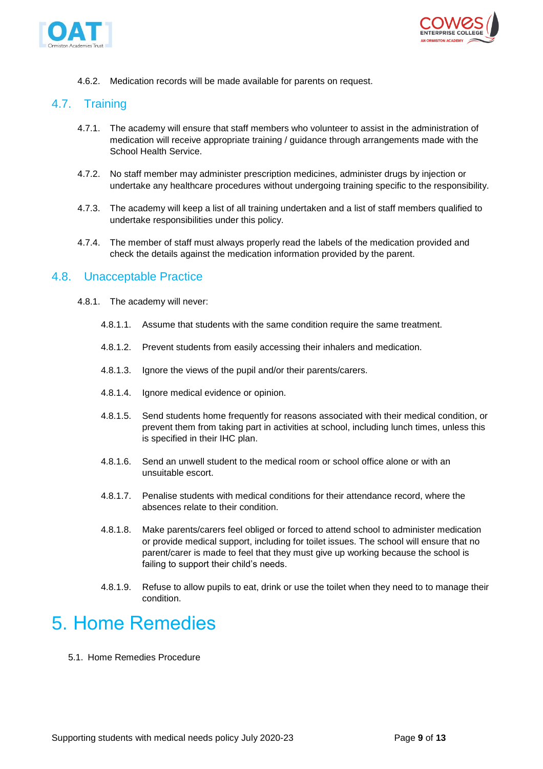4.6.2. Medication records will be made available for parents on request.

## 4.7. Training

4.7.1. The academy will ensure that staff members who volunteer to assist in the administration of medication will receive appropriate training / guidance through arrangements made with the School Health Service.

4.7.2. No staff member may administer prescription medicines, administer drugs by injection or undertake any healthcare procedures without undergoing training specific to the responsibility.

4.7.3. The academy will keep a list of all training undertaken and a list of staff members qualified to undertake responsibilities under this policy.

4.7.4. The member of staff must always properly read the labels of the medication provided and check the details against the medication information provided by the parent.

## 4.8. Unacceptable Practice

4.8.1. The academy will never:

4.8.1.1. Assume that students with the same condition require the same treatment.

4.8.1.2. Prevent students from easily accessing their inhalers and medication.

4.8.1.3. Ignore the views of the pupil and/or their parents/carers.

4.8.1.4. Ignore medical evidence or opinion.

4.8.1.5. Send students home frequently for reasons associated with their medical condition, or prevent them from taking part in activities at school, including lunch times, unless this is specified in their IHC plan.

4.8.1.6. Send an unwell student to the medical room or school office alone or with an unsuitable escort.

4.8.1.7. Penalise students with medical conditions for their attendance record, where the absences relate to their condition.

4.8.1.8. Make parents/carers feel obliged or forced to attend school to administer medication or provide medical support, including for toilet issues. The school will ensure that no parent/carer is made to feel that they must give up working because the school is failing to support their child's needs.

4.8.1.9. Refuse to allow pupils to eat, drink or use the toilet when they need to to manage their condition.

# 5. Home Remedies

5.1. Home Remedies Procedure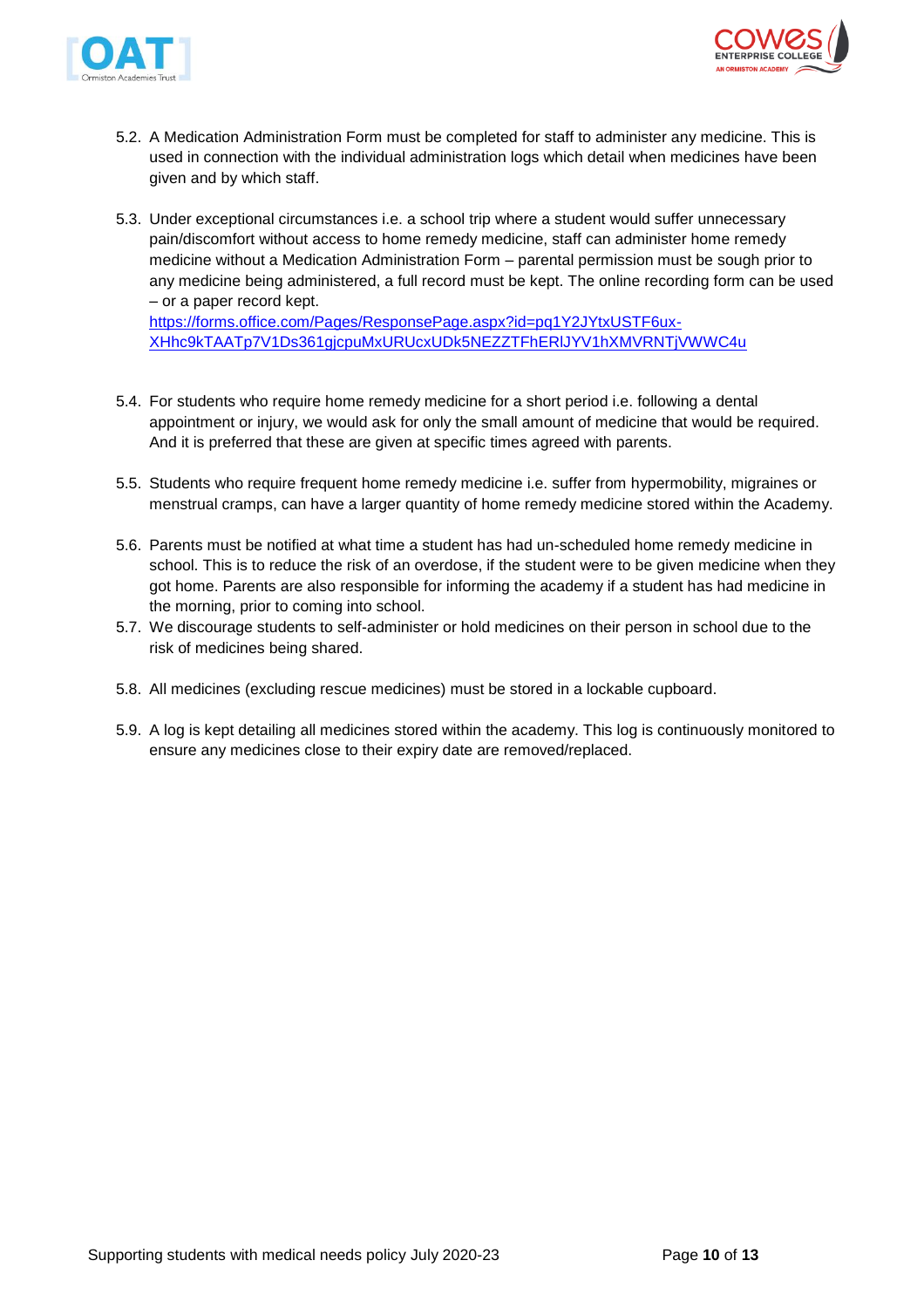5.2. A Medication Administration Form must be completed for staff to administer any medicine. This is used in connection with the individual administration logs which detail when medicines have been given and by which staff.

5.3. Under exceptional circumstances i.e. a school trip where a student would suffer unnecessary pain/discomfort without access to home remedy medicine, staff can administer home remedy medicine without a Medication Administration Form – parental permission must be sough prior to any medicine being administered, a full record must be kept. The online recording form can be used – or a paper record kept.
[https://forms.office.com/Pages/ResponsePage.aspx?id=pq1Y2JYtxUSTF6ux-XHhc9kTAATp7V1Ds361gjcpuMxURUcxUDk5NEZZTFhERlJYV1hXMVRNTjVWWC4u](https://forms.office.com/Pages/ResponsePage.aspx?id=pq1Y2JYtxUSTF6ux-XHhc9kTAATp7V1Ds361gjcpuMxURUcxUDk5NEZZTFhERlJYV1hXMVRNTjVWWC4u)

5.4. For students who require home remedy medicine for a short period i.e. following a dental appointment or injury, we would ask for only the small amount of medicine that would be required. And it is preferred that these are given at specific times agreed with parents.

5.5. Students who require frequent home remedy medicine i.e. suffer from hypermobility, migraines or menstrual cramps, can have a larger quantity of home remedy medicine stored within the Academy.

5.6. Parents must be notified at what time a student has had un-scheduled home remedy medicine in school. This is to reduce the risk of an overdose, if the student were to be given medicine when they got home. Parents are also responsible for informing the academy if a student has had medicine in the morning, prior to coming into school.

5.7. We discourage students to self-administer or hold medicines on their person in school due to the risk of medicines being shared.

5.8. All medicines (excluding rescue medicines) must be stored in a lockable cupboard.

5.9. A log is kept detailing all medicines stored within the academy. This log is continuously monitored to ensure any medicines close to their expiry date are removed/replaced.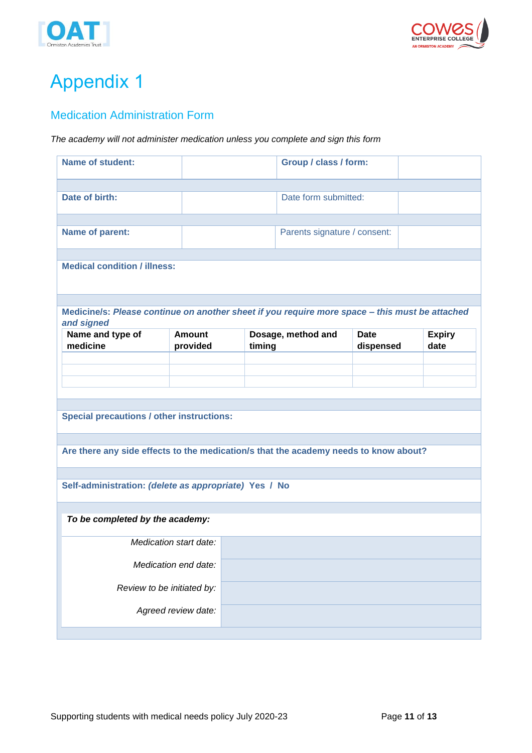# Appendix 1

## Medication Administration Form

*The academy will not administer medication unless you complete and sign this form*

| **Name of student:** | | **Group / class / form:** | |
|---|---|---|---|
| **Date of birth:** | | Date form submitted: | |
| **Name of parent:** | | Parents signature / consent: | |

**Medical condition / illness:**

**Medicine/s:** ***Please continue on another sheet if you require more space – this must be attached and signed***

| Name and type of medicine | Amount provided | Dosage, method and timing | Date dispensed | Expiry date |
|---|---|---|---|---|
| | | | | |
| | | | | |
| | | | | |

**Special precautions / other instructions:**

**Are there any side effects to the medication/s that the academy needs to know about?**

**Self-administration:** ***(delete as appropriate)*** **Yes / No**

***To be completed by the academy:***

| | |
|---|---|
| *Medication start date:* | |
| *Medication end date:* | |
| *Review to be initiated by:* | |
| *Agreed review date:* | |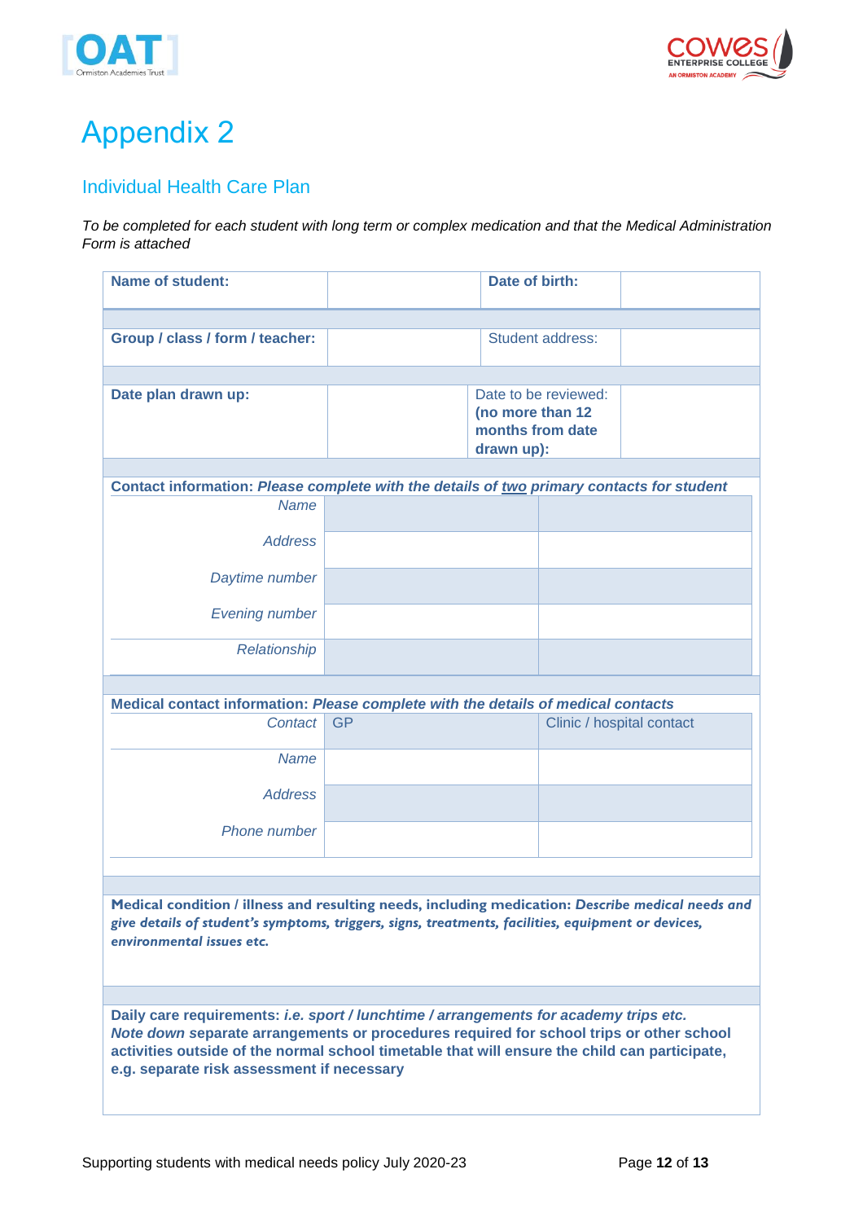# Appendix 2

## Individual Health Care Plan

*To be completed for each student with long term or complex medication and that the Medical Administration Form is attached*

| **Name of student:** | | **Date of birth:** | |
|---|---|---|---|
| **Group / class / form / teacher:** | | Student address: | |
| **Date plan drawn up:** | | Date to be reviewed: **(no more than 12 months from date drawn up):** | |

**Contact information:** ***Please complete with the details of two primary contacts for student***

| | | |
|---|---|---|
| *Name* | | |
| *Address* | | |
| *Daytime number* | | |
| *Evening number* | | |
| *Relationship* | | |

**Medical contact information:** ***Please complete with the details of medical contacts***

| *Contact* | GP | Clinic / hospital contact |
|---|---|---|
| *Name* | | |
| *Address* | | |
| *Phone number* | | |

**Medical condition / illness and resulting needs, including medication:** ***Describe medical needs and give details of student's symptoms, triggers, signs, treatments, facilities, equipment or devices, environmental issues etc.***

**Daily care requirements:** ***i.e. sport / lunchtime / arrangements for academy trips etc.***
***Note down*** **separate arrangements or procedures required for school trips or other school activities outside of the normal school timetable that will ensure the child can participate, e.g. separate risk assessment if necessary**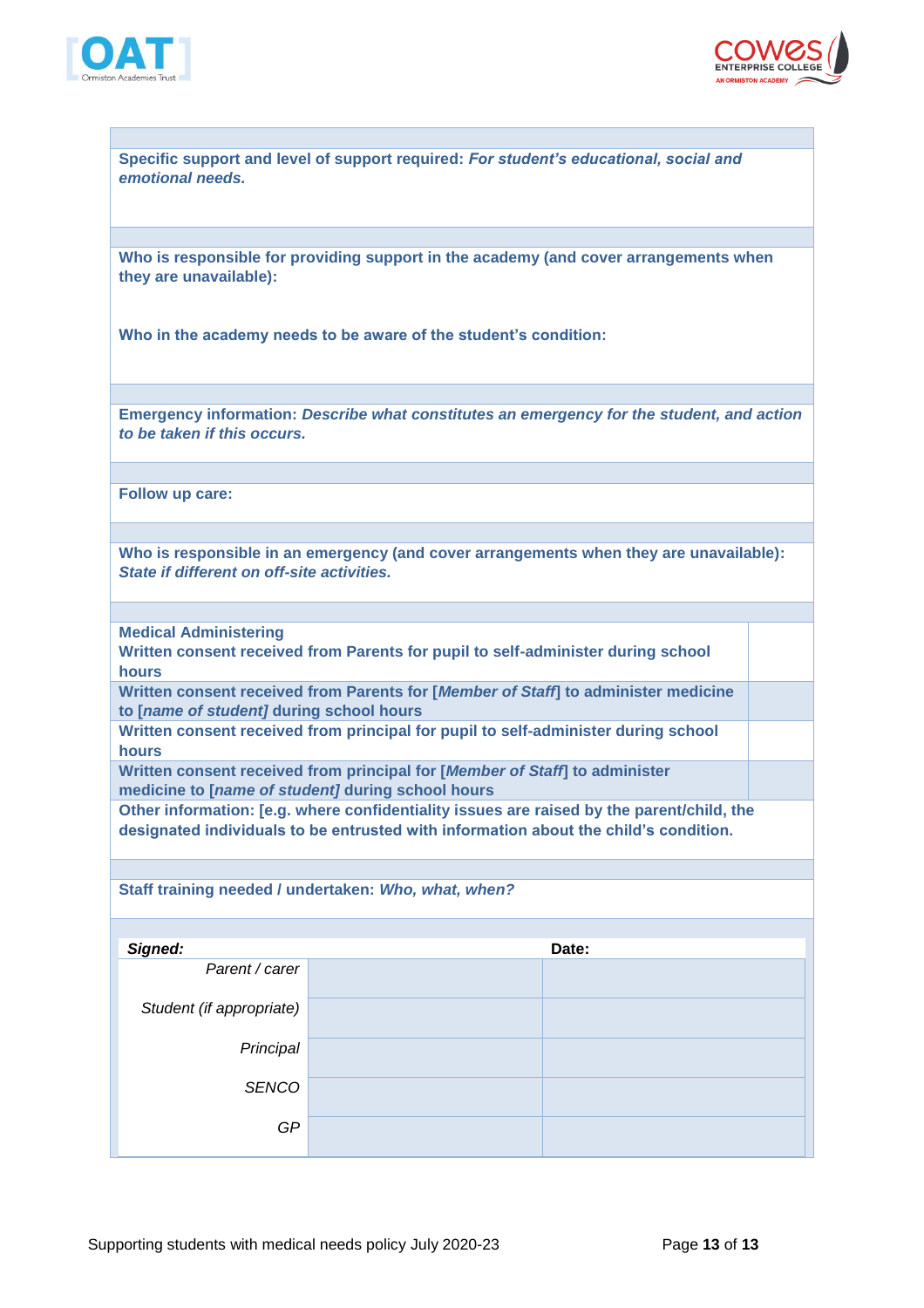**Specific support and level of support required:** ***For student's educational, social and emotional needs.***

**Who is responsible for providing support in the academy (and cover arrangements when they are unavailable):**

**Who in the academy needs to be aware of the student's condition:**

**Emergency information:** ***Describe what constitutes an emergency for the student, and action to be taken if this occurs.***

**Follow up care:**

**Who is responsible in an emergency (and cover arrangements when they are unavailable):** ***State if different on off-site activities.***

| | |
|---|---|
| **Medical Administering**<br>**Written consent received from Parents for pupil to self-administer during school hours** | |
| **Written consent received from Parents for [*Member of Staff*] to administer medicine to [*name of student*] during school hours** | |
| **Written consent received from principal for pupil to self-administer during school hours** | |
| **Written consent received from principal for [*Member of Staff*] to administer medicine to [*name of student]* during school hours** | |

**Other information: [e.g. where confidentiality issues are raised by the parent/child, the designated individuals to be entrusted with information about the child's condition.**

**Staff training needed / undertaken:** ***Who, what, when?***

| ***Signed:*** | | **Date:** |
|---|---|---|
| *Parent / carer* | | |
| *Student (if appropriate)* | | |
| *Principal* | | |
| *SENCO* | | |
| *GP* | | |